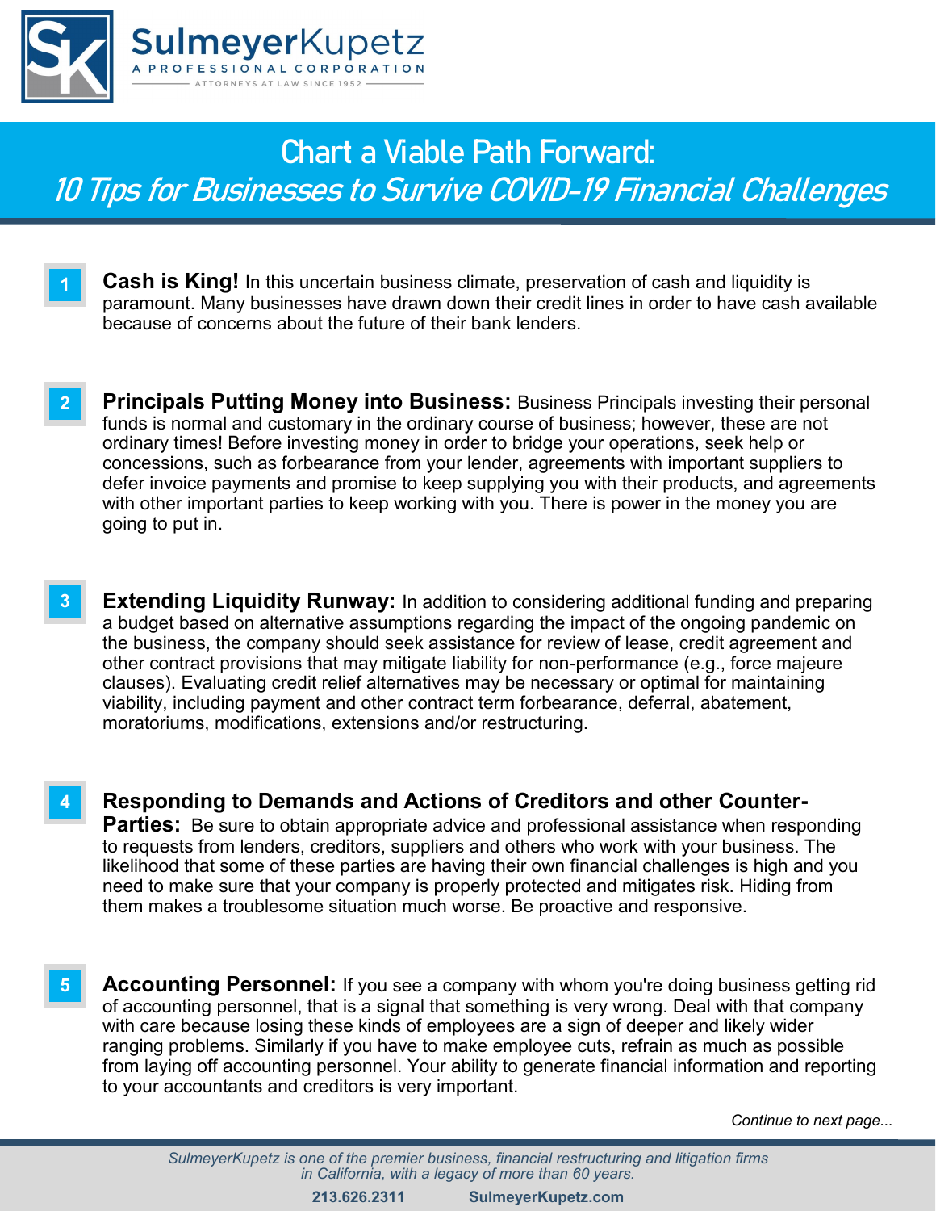**SulmeyerKupetz**
A PROFESSIONAL CORPORATION
ATTORNEYS AT LAW SINCE 1952

# Chart a Viable Path Forward:
## *10 Tips for Businesses to Survive COVID-19 Financial Challenges*

1. **Cash is King!** In this uncertain business climate, preservation of cash and liquidity is paramount. Many businesses have drawn down their credit lines in order to have cash available because of concerns about the future of their bank lenders.

2. **Principals Putting Money into Business:** Business Principals investing their personal funds is normal and customary in the ordinary course of business; however, these are not ordinary times! Before investing money in order to bridge your operations, seek help or concessions, such as forbearance from your lender, agreements with important suppliers to defer invoice payments and promise to keep supplying you with their products, and agreements with other important parties to keep working with you. There is power in the money you are going to put in.

3. **Extending Liquidity Runway:** In addition to considering additional funding and preparing a budget based on alternative assumptions regarding the impact of the ongoing pandemic on the business, the company should seek assistance for review of lease, credit agreement and other contract provisions that may mitigate liability for non-performance (e.g., force majeure clauses). Evaluating credit relief alternatives may be necessary or optimal for maintaining viability, including payment and other contract term forbearance, deferral, abatement, moratoriums, modifications, extensions and/or restructuring.

4. **Responding to Demands and Actions of Creditors and other Counter-Parties:** Be sure to obtain appropriate advice and professional assistance when responding to requests from lenders, creditors, suppliers and others who work with your business. The likelihood that some of these parties are having their own financial challenges is high and you need to make sure that your company is properly protected and mitigates risk. Hiding from them makes a troublesome situation much worse. Be proactive and responsive.

5. **Accounting Personnel:** If you see a company with whom you're doing business getting rid of accounting personnel, that is a signal that something is very wrong. Deal with that company with care because losing these kinds of employees are a sign of deeper and likely wider ranging problems. Similarly if you have to make employee cuts, refrain as much as possible from laying off accounting personnel. Your ability to generate financial information and reporting to your accountants and creditors is very important.

*Continue to next page...*

*SulmeyerKupetz is one of the premier business, financial restructuring and litigation firms in California, with a legacy of more than 60 years.*

**213.626.2311** **SulmeyerKupetz.com**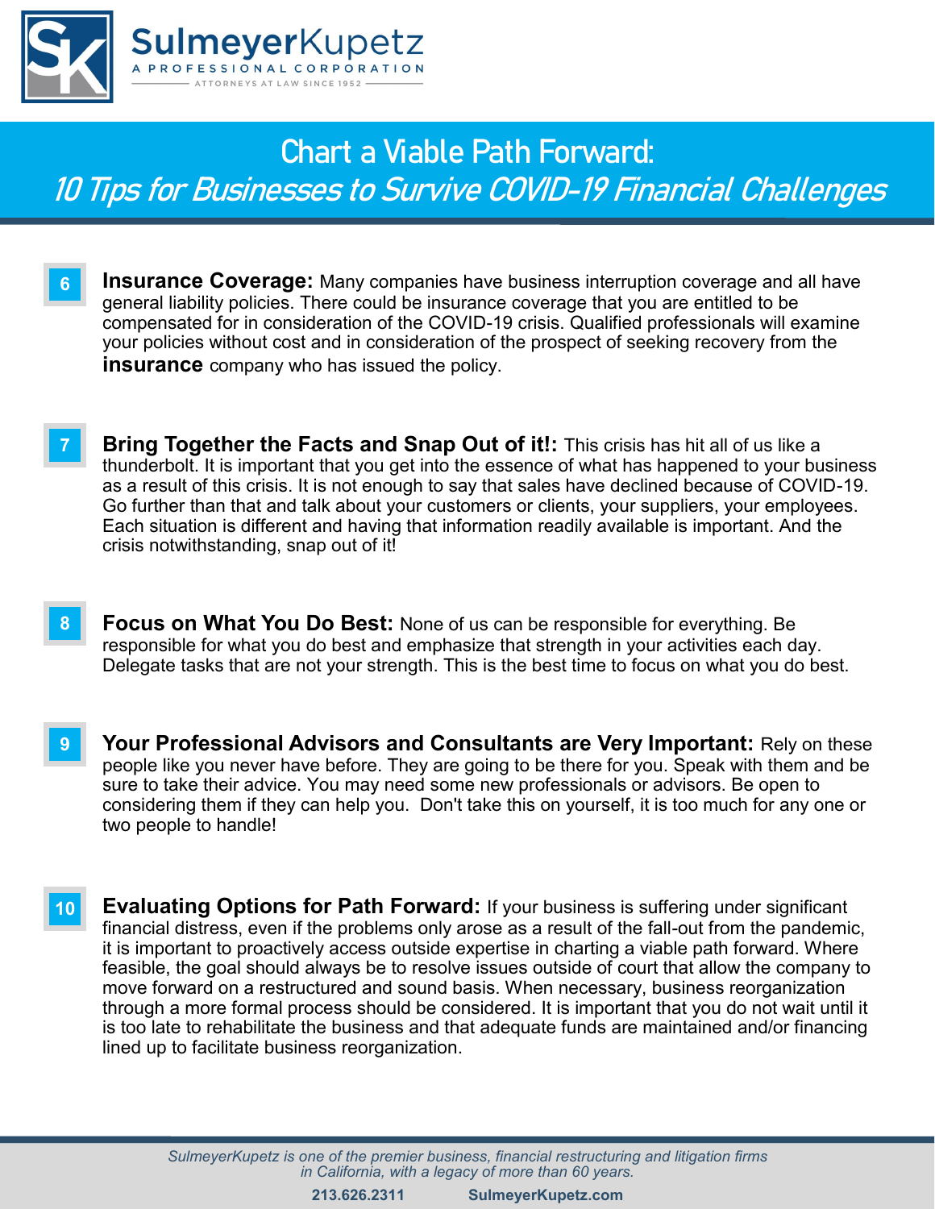SulmeyerKupetz
A PROFESSIONAL CORPORATION
ATTORNEYS AT LAW SINCE 1952

# Chart a Viable Path Forward:
## *10 Tips for Businesses to Survive COVID-19 Financial Challenges*

6. **Insurance Coverage:** Many companies have business interruption coverage and all have general liability policies. There could be insurance coverage that you are entitled to be compensated for in consideration of the COVID-19 crisis. Qualified professionals will examine your policies without cost and in consideration of the prospect of seeking recovery from the **insurance** company who has issued the policy.

7. **Bring Together the Facts and Snap Out of it!:** This crisis has hit all of us like a thunderbolt. It is important that you get into the essence of what has happened to your business as a result of this crisis. It is not enough to say that sales have declined because of COVID-19. Go further than that and talk about your customers or clients, your suppliers, your employees. Each situation is different and having that information readily available is important. And the crisis notwithstanding, snap out of it!

8. **Focus on What You Do Best:** None of us can be responsible for everything. Be responsible for what you do best and emphasize that strength in your activities each day. Delegate tasks that are not your strength. This is the best time to focus on what you do best.

9. **Your Professional Advisors and Consultants are Very Important:** Rely on these people like you never have before. They are going to be there for you. Speak with them and be sure to take their advice. You may need some new professionals or advisors. Be open to considering them if they can help you. Don't take this on yourself, it is too much for any one or two people to handle!

10. **Evaluating Options for Path Forward:** If your business is suffering under significant financial distress, even if the problems only arose as a result of the fall-out from the pandemic, it is important to proactively access outside expertise in charting a viable path forward. Where feasible, the goal should always be to resolve issues outside of court that allow the company to move forward on a restructured and sound basis. When necessary, business reorganization through a more formal process should be considered. It is important that you do not wait until it is too late to rehabilitate the business and that adequate funds are maintained and/or financing lined up to facilitate business reorganization.

*SulmeyerKupetz is one of the premier business, financial restructuring and litigation firms in California, with a legacy of more than 60 years.*

**213.626.2311** **SulmeyerKupetz.com**